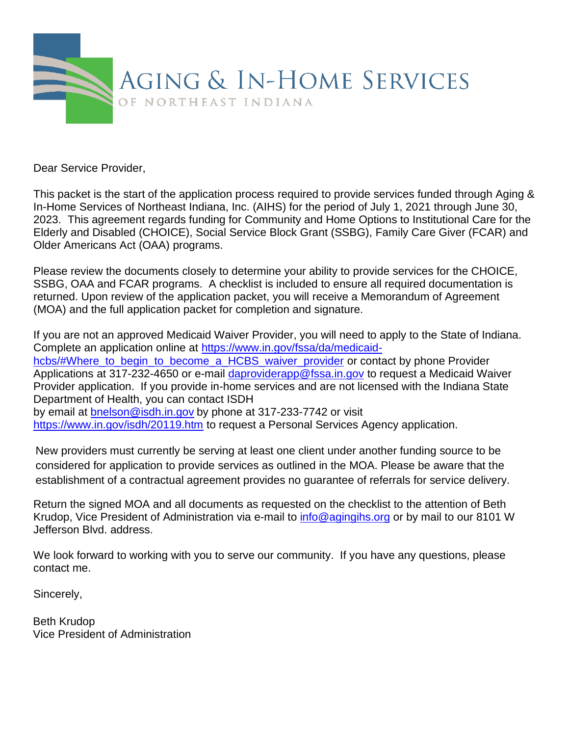# AGING & IN-HOME SERVICES

OF NORTHEAST INDIANA

Dear Service Provider,

This packet is the start of the application process required to provide services funded through Aging & In-Home Services of Northeast Indiana, Inc. (AIHS) for the period of July 1, 2021 through June 30, 2023. This agreement regards funding for Community and Home Options to Institutional Care for the Elderly and Disabled (CHOICE), Social Service Block Grant (SSBG), Family Care Giver (FCAR) and Older Americans Act (OAA) programs.

Please review the documents closely to determine your ability to provide services for the CHOICE, SSBG, OAA and FCAR programs. A checklist is included to ensure all required documentation is returned. Upon review of the application packet, you will receive a Memorandum of Agreement (MOA) and the full application packet for completion and signature.

If you are not an approved Medicaid Waiver Provider, you will need to apply to the State of Indiana. Complete an application online at [https://www.in.gov/fssa/da/medicaid-hcbs/#Where_to_begin_to_become_a_HCBS_waiver_provider](https://www.in.gov/fssa/da/medicaid-hcbs/#Where_to_begin_to_become_a_HCBS_waiver_provider) or contact by phone Provider Applications at 317-232-4650 or e-mail [daproviderapp@fssa.in.gov](mailto:daproviderapp@fssa.in.gov) to request a Medicaid Waiver Provider application. If you provide in-home services and are not licensed with the Indiana State Department of Health, you can contact ISDH by email at [bnelson@isdh.in.gov](mailto:bnelson@isdh.in.gov) by phone at 317-233-7742 or visit [https://www.in.gov/isdh/20119.htm](https://www.in.gov/isdh/20119.htm) to request a Personal Services Agency application.

New providers must currently be serving at least one client under another funding source to be considered for application to provide services as outlined in the MOA. Please be aware that the establishment of a contractual agreement provides no guarantee of referrals for service delivery.

Return the signed MOA and all documents as requested on the checklist to the attention of Beth Krudop, Vice President of Administration via e-mail to [info@agingihs.org](mailto:info@agingihs.org) or by mail to our 8101 W Jefferson Blvd. address.

We look forward to working with you to serve our community. If you have any questions, please contact me.

Sincerely,

Beth Krudop
Vice President of Administration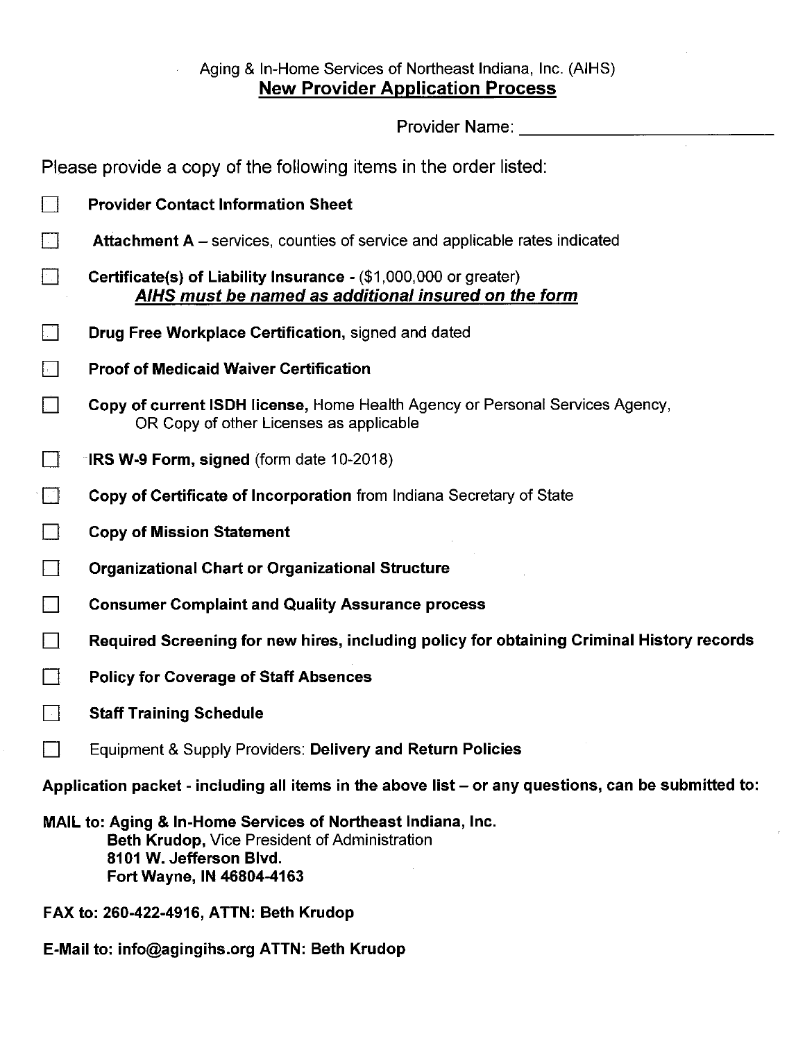Aging & In-Home Services of Northeast Indiana, Inc. (AIHS)

## New Provider Application Process

Provider Name: ___________________________

Please provide a copy of the following items in the order listed:

- ☐ **Provider Contact Information Sheet**
- ☐ **Attachment A** – services, counties of service and applicable rates indicated
- ☐ **Certificate(s) of Liability Insurance** - ($1,000,000 or greater)
  ***AIHS must be named as additional insured on the form***
- ☐ **Drug Free Workplace Certification,** signed and dated
- ☐ **Proof of Medicaid Waiver Certification**
- ☐ **Copy of current ISDH license,** Home Health Agency or Personal Services Agency, OR Copy of other Licenses as applicable
- ☐ **IRS W-9 Form, signed** (form date 10-2018)
- ☐ **Copy of Certificate of Incorporation** from Indiana Secretary of State
- ☐ **Copy of Mission Statement**
- ☐ **Organizational Chart or Organizational Structure**
- ☐ **Consumer Complaint and Quality Assurance process**
- ☐ **Required Screening for new hires, including policy for obtaining Criminal History records**
- ☐ **Policy for Coverage of Staff Absences**
- ☐ **Staff Training Schedule**
- ☐ Equipment & Supply Providers: **Delivery and Return Policies**

**Application packet - including all items in the above list – or any questions, can be submitted to:**

**MAIL to: Aging & In-Home Services of Northeast Indiana, Inc.**
**Beth Krudop,** Vice President of Administration
**8101 W. Jefferson Blvd.**
**Fort Wayne, IN 46804-4163**

**FAX to: 260-422-4916, ATTN: Beth Krudop**

**E-Mail to: info@agingihs.org ATTN: Beth Krudop**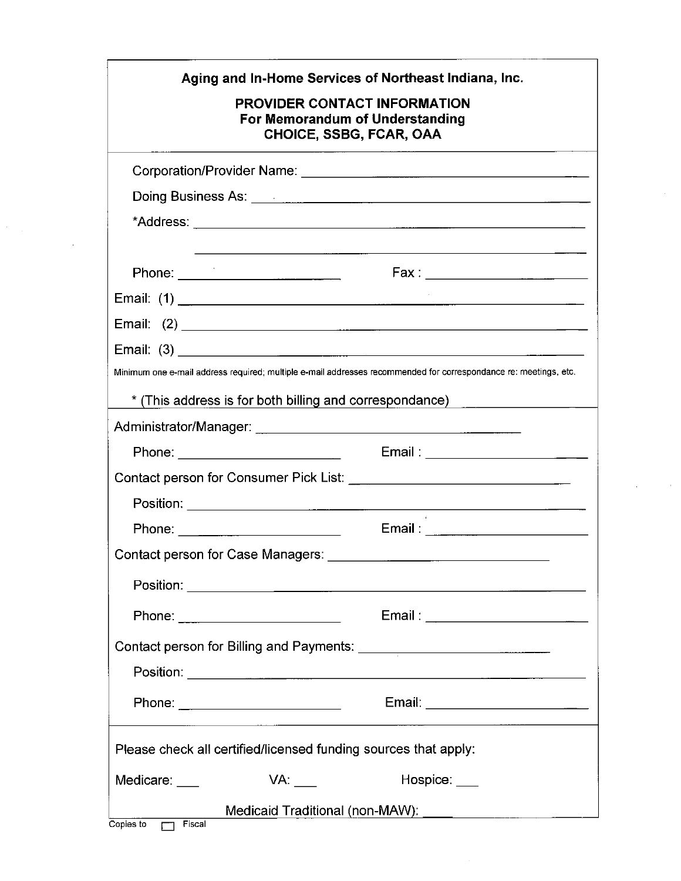## Aging and In-Home Services of Northeast Indiana, Inc.

### PROVIDER CONTACT INFORMATION
### For Memorandum of Understanding
### CHOICE, SSBG, FCAR, OAA

Corporation/Provider Name: ______________________________

Doing Business As: ______________________________

*Address: ______________________________

______________________________

Phone: ____________________ Fax : ____________________

Email: (1) ______________________________

Email: (2) ______________________________

Email: (3) ______________________________

Minimum one e-mail address required; multiple e-mail addresses recommended for correspondance re: meetings, etc.

* (This address is for both billing and correspondance)

Administrator/Manager: ______________________________

Phone: ____________________ Email : ____________________

Contact person for Consumer Pick List: ______________________________

Position: ______________________________

Phone: ____________________ Email : ____________________

Contact person for Case Managers: ______________________________

Position: ______________________________

Phone: ____________________ Email : ____________________

Contact person for Billing and Payments: ______________________________

Position: ______________________________

Phone: ____________________ Email: ____________________

Please check all certified/licensed funding sources that apply:

Medicare: ___ VA: ___ Hospice: ___

Medicaid Traditional (non-MAW): ____

Copies to ☐ Fiscal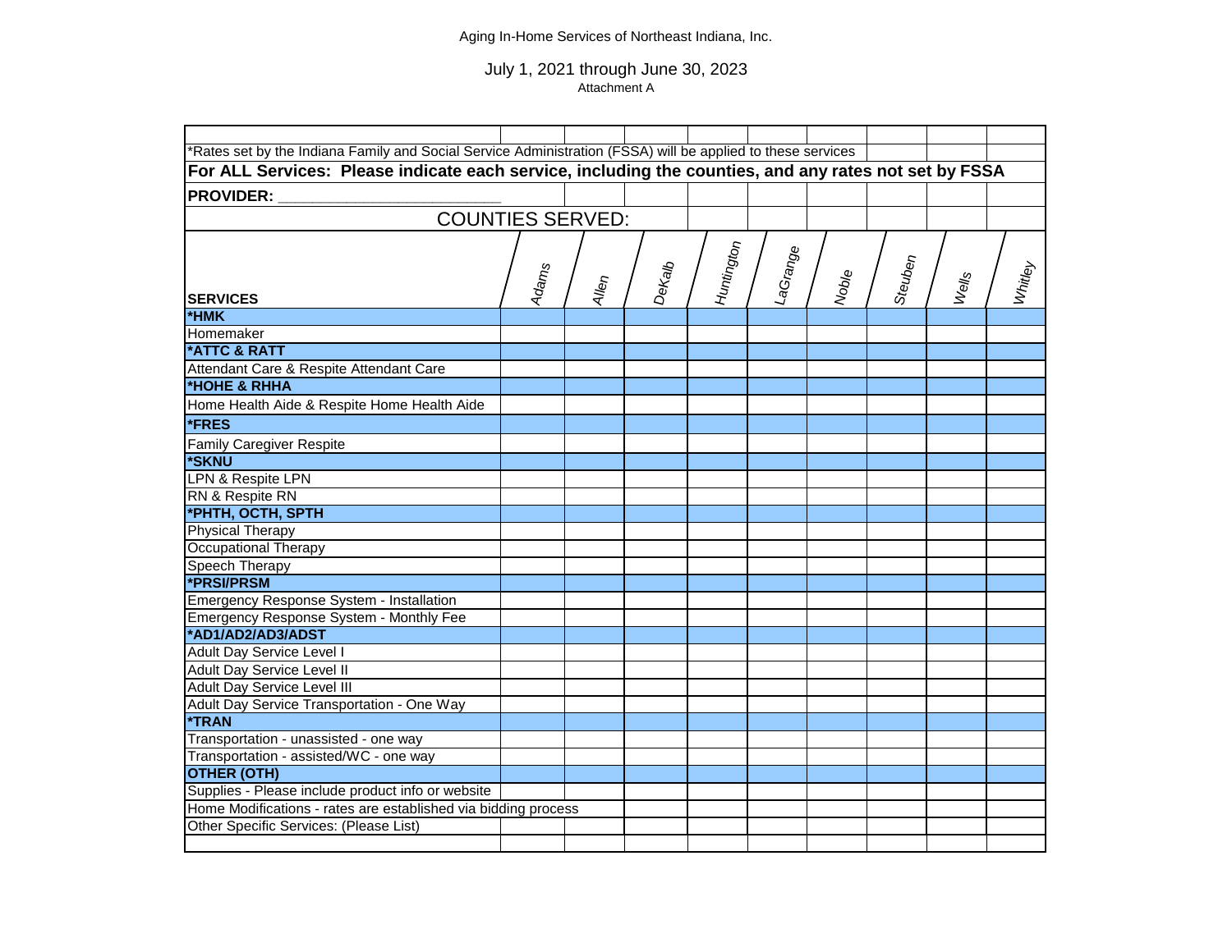Aging In-Home Services of Northeast Indiana, Inc.

July 1, 2021 through June 30, 2023

Attachment A

*Rates set by the Indiana Family and Social Service Administration (FSSA) will be applied to these services

**For ALL Services: Please indicate each service, including the counties, and any rates not set by FSSA**

**PROVIDER:** ___________________________

COUNTIES SERVED:

| SERVICES | Adams | Allen | DeKalb | Huntington | LaGrange | Noble | Steuben | Wells | Whitley |
|---|---|---|---|---|---|---|---|---|---|
| ***HMK** | | | | | | | | | |
| Homemaker | | | | | | | | | |
| ***ATTC & RATT** | | | | | | | | | |
| Attendant Care & Respite Attendant Care | | | | | | | | | |
| ***HOHE & RHHA** | | | | | | | | | |
| Home Health Aide & Respite Home Health Aide | | | | | | | | | |
| ***FRES** | | | | | | | | | |
| Family Caregiver Respite | | | | | | | | | |
| ***SKNU** | | | | | | | | | |
| LPN & Respite LPN | | | | | | | | | |
| RN & Respite RN | | | | | | | | | |
| ***PHTH, OCTH, SPTH** | | | | | | | | | |
| Physical Therapy | | | | | | | | | |
| Occupational Therapy | | | | | | | | | |
| Speech Therapy | | | | | | | | | |
| ***PRSI/PRSM** | | | | | | | | | |
| Emergency Response System - Installation | | | | | | | | | |
| Emergency Response System - Monthly Fee | | | | | | | | | |
| ***AD1/AD2/AD3/ADST** | | | | | | | | | |
| Adult Day Service Level I | | | | | | | | | |
| Adult Day Service Level II | | | | | | | | | |
| Adult Day Service Level III | | | | | | | | | |
| Adult Day Service Transportation - One Way | | | | | | | | | |
| ***TRAN** | | | | | | | | | |
| Transportation - unassisted - one way | | | | | | | | | |
| Transportation - assisted/WC - one way | | | | | | | | | |
| **OTHER (OTH)** | | | | | | | | | |
| Supplies - Please include product info or website | | | | | | | | | |
| Home Modifications - rates are established via bidding process | | | | | | | | | |
| Other Specific Services: (Please List) | | | | | | | | | |
| | | | | | | | | | |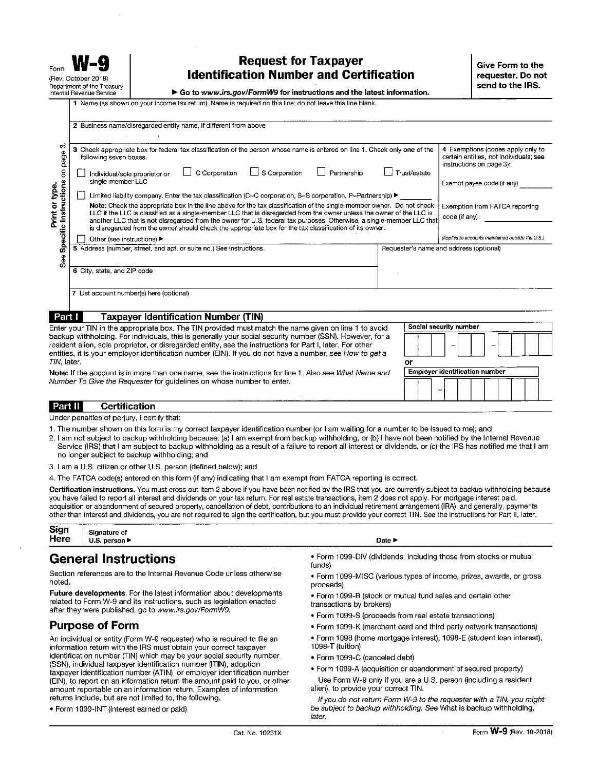Form **W-9**
(Rev. October 2018)
Department of the Treasury
Internal Revenue Service

# Request for Taxpayer Identification Number and Certification

▶ Go to *www.irs.gov/FormW9* for instructions and the latest information.

**Give Form to the requester. Do not send to the IRS.**

Print or type.
See **Specific Instructions** on page 3.

1 Name (as shown on your income tax return). Name is required on this line; do not leave this line blank.

2 Business name/disregarded entity name, if different from above

3 Check appropriate box for federal tax classification of the person whose name is entered on line 1. Check only **one** of the following seven boxes.

☐ Individual/sole proprietor or single-member LLC ☐ C Corporation ☐ S Corporation ☐ Partnership ☐ Trust/estate

☐ Limited liability company. Enter the tax classification (C=C corporation, S=S corporation, P=Partnership) ▶ ________

**Note:** Check the appropriate box in the line above for the tax classification of the single-member owner. Do not check LLC if the LLC is classified as a single-member LLC that is disregarded from the owner unless the owner of the LLC is another LLC that is **not** disregarded from the owner for U.S. federal tax purposes. Otherwise, a single-member LLC that is disregarded from the owner should check the appropriate box for the tax classification of its owner.

☐ Other (see instructions) ▶

4 Exemptions (codes apply only to certain entities, not individuals; see instructions on page 3):

Exempt payee code (if any) ________

Exemption from FATCA reporting code (if any) ________

*(Applies to accounts maintained outside the U.S.)*

5 Address (number, street, and apt. or suite no.) See instructions.

Requester's name and address (optional)

6 City, state, and ZIP code

7 List account number(s) here (optional)

## Part I Taxpayer Identification Number (TIN)

Enter your TIN in the appropriate box. The TIN provided must match the name given on line 1 to avoid backup withholding. For individuals, this is generally your social security number (SSN). However, for a resident alien, sole proprietor, or disregarded entity, see the instructions for Part I, later. For other entities, it is your employer identification number (EIN). If you do not have a number, see *How to get a TIN*, later.

**Note:** If the account is in more than one name, see the instructions for line 1. Also see *What Name and Number To Give the Requester* for guidelines on whose number to enter.

**Social security number**

| | | | – | | | – | | | | |
|---|---|---|---|---|---|---|---|---|---|---|

**or**

**Employer identification number**

| | | – | | | | | | | |
|---|---|---|---|---|---|---|---|---|---|

## Part II Certification

Under penalties of perjury, I certify that:

1. The number shown on this form is my correct taxpayer identification number (or I am waiting for a number to be issued to me); and
2. I am not subject to backup withholding because: (a) I am exempt from backup withholding, or (b) I have not been notified by the Internal Revenue Service (IRS) that I am subject to backup withholding as a result of a failure to report all interest or dividends, or (c) the IRS has notified me that I am no longer subject to backup withholding; and
3. I am a U.S. citizen or other U.S. person (defined below); and
4. The FATCA code(s) entered on this form (if any) indicating that I am exempt from FATCA reporting is correct.

**Certification instructions.** You must cross out item 2 above if you have been notified by the IRS that you are currently subject to backup withholding because you have failed to report all interest and dividends on your tax return. For real estate transactions, item 2 does not apply. For mortgage interest paid, acquisition or abandonment of secured property, cancellation of debt, contributions to an individual retirement arrangement (IRA), and generally, payments other than interest and dividends, you are not required to sign the certification, but you must provide your correct TIN. See the instructions for Part II, later.

**Sign Here** Signature of U.S. person ▶ Date ▶

# General Instructions

Section references are to the Internal Revenue Code unless otherwise noted.

**Future developments**. For the latest information about developments related to Form W-9 and its instructions, such as legislation enacted after they were published, go to *www.irs.gov/FormW9*.

## Purpose of Form

An individual or entity (Form W-9 requester) who is required to file an information return with the IRS must obtain your correct taxpayer identification number (TIN) which may be your social security number (SSN), individual taxpayer identification number (ITIN), adoption taxpayer identification number (ATIN), or employer identification number (EIN), to report on an information return the amount paid to you, or other amount reportable on an information return. Examples of information returns include, but are not limited to, the following.

- Form 1099-INT (interest earned or paid)
- Form 1099-DIV (dividends, including those from stocks or mutual funds)
- Form 1099-MISC (various types of income, prizes, awards, or gross proceeds)
- Form 1099-B (stock or mutual fund sales and certain other transactions by brokers)
- Form 1099-S (proceeds from real estate transactions)
- Form 1099-K (merchant card and third party network transactions)
- Form 1098 (home mortgage interest), 1098-E (student loan interest), 1098-T (tuition)
- Form 1099-C (canceled debt)
- Form 1099-A (acquisition or abandonment of secured property)

Use Form W-9 only if you are a U.S. person (including a resident alien), to provide your correct TIN.

*If you do not return Form W-9 to the requester with a TIN, you might be subject to backup withholding. See* What is backup withholding, *later.*

Cat. No. 10231X Form **W-9** (Rev. 10-2018)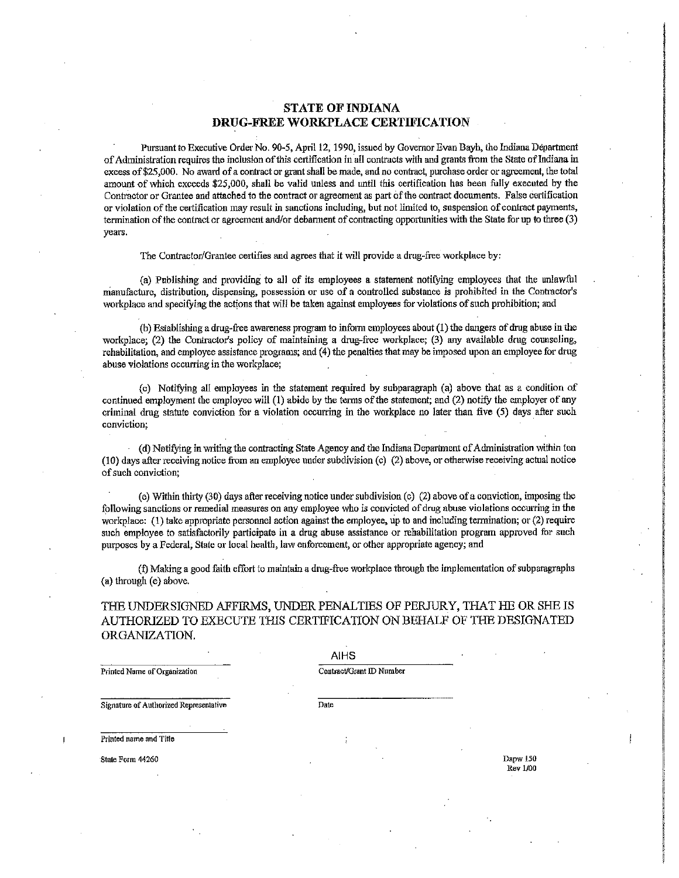# STATE OF INDIANA
# DRUG-FREE WORKPLACE CERTIFICATION

Pursuant to Executive Order No. 90-5, April 12, 1990, issued by Governor Evan Bayh, the Indiana Department of Administration requires the inclusion of this certification in all contracts with and grants from the State of Indiana in excess of $25,000. No award of a contract or grant shall be made, and no contract, purchase order or agreement, the total amount of which exceeds $25,000, shall be valid unless and until this certification has been fully executed by the Contractor or Grantee and attached to the contract or agreement as part of the contract documents. False certification or violation of the certification may result in sanctions including, but not limited to, suspension of contract payments, termination of the contract or agreement and/or debarment of contracting opportunities with the State for up to three (3) years.

The Contractor/Grantee certifies and agrees that it will provide a drug-free workplace by:

(a) Publishing and providing to all of its employees a statement notifying employees that the unlawful manufacture, distribution, dispensing, possession or use of a controlled substance is prohibited in the Contractor's workplace and specifying the actions that will be taken against employees for violations of such prohibition; and

(b) Establishing a drug-free awareness program to inform employees about (1) the dangers of drug abuse in the workplace; (2) the Contractor's policy of maintaining a drug-free workplace; (3) any available drug counseling, rehabilitation, and employee assistance programs; and (4) the penalties that may be imposed upon an employee for drug abuse violations occurring in the workplace;

(c) Notifying all employees in the statement required by subparagraph (a) above that as a condition of continued employment the employee will (1) abide by the terms of the statement; and (2) notify the employer of any criminal drug statute conviction for a violation occurring in the workplace no later than five (5) days after such conviction;

(d) Notifying in writing the contracting State Agency and the Indiana Department of Administration within ten (10) days after receiving notice from an employee under subdivision (c) (2) above, or otherwise receiving actual notice of such conviction;

(e) Within thirty (30) days after receiving notice under subdivision (c) (2) above of a conviction, imposing the following sanctions or remedial measures on any employee who is convicted of drug abuse violations occurring in the workplace: (1) take appropriate personnel action against the employee, up to and including termination; or (2) require such employee to satisfactorily participate in a drug abuse assistance or rehabilitation program approved for such purposes by a Federal, State or local health, law enforcement, or other appropriate agency; and

(f) Making a good faith effort to maintain a drug-free workplace through the implementation of subparagraphs (a) through (e) above.

THE UNDERSIGNED AFFIRMS, UNDER PENALTIES OF PERJURY, THAT HE OR SHE IS AUTHORIZED TO EXECUTE THIS CERTIFICATION ON BEHALF OF THE DESIGNATED ORGANIZATION.

| | |
|---|---|
| ______________________ | AIHS |
| Printed Name of Organization | Contract/Grant ID Number |
| ______________________ | ______________________ |
| Signature of Authorized Representative | Date |
| ______________________ | |
| Printed name and Title | |

State Form 44260

Dapw 150
Rev 1/00